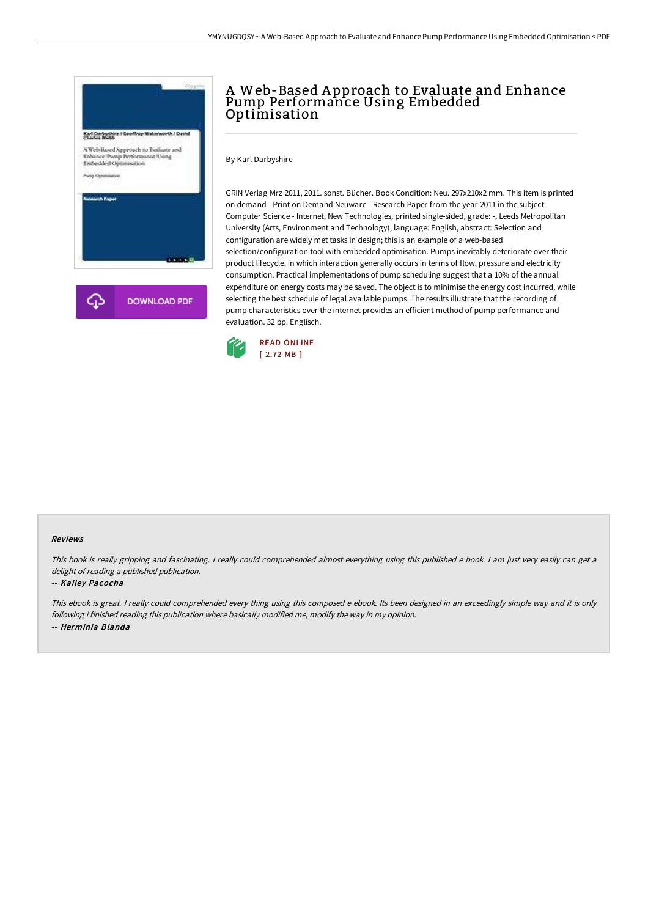# A Web-Based Approach to Evaluate and Enhance Pump Performance Using Embedded Optimisation

By Karl Darbyshire

GRIN Verlag Mrz 2011, 2011. sonst. Bücher. Book Condition: Neu. 297x210x2 mm. This item is printed on demand - Print on Demand Neuware - Research Paper from the year 2011 in the subject Computer Science - Internet, New Technologies, printed single-sided, grade: -, Leeds Metropolitan University (Arts, Environment and Technology), language: English, abstract: Selection and configuration are widely met tasks in design; this is an example of a web-based selection/configuration tool with embedded optimisation. Pumps inevitably deteriorate over their product lifecycle, in which interaction generally occurs in terms of flow, pressure and electricity consumption. Practical implementations of pump scheduling suggest that a 10% of the annual expenditure on energy costs may be saved. The object is to minimise the energy cost incurred, while selecting the best schedule of legal available pumps. The results illustrate that the recording of pump characteristics over the internet provides an efficient method of pump performance and evaluation. 32 pp. Englisch.

DOWNLOAD PDF

READ ONLINE
[ 2.72 MB ]

#### Reviews

*This book is really gripping and fascinating. I really could comprehended almost everything using this published e book. I am just very easily can get a delight of reading a published publication.*

-- ***Kailey Pacocha***

*This ebook is great. I really could comprehended every thing using this composed e ebook. Its been designed in an exceedingly simple way and it is only following i finished reading this publication where basically modified me, modify the way in my opinion.*

-- ***Herminia Blanda***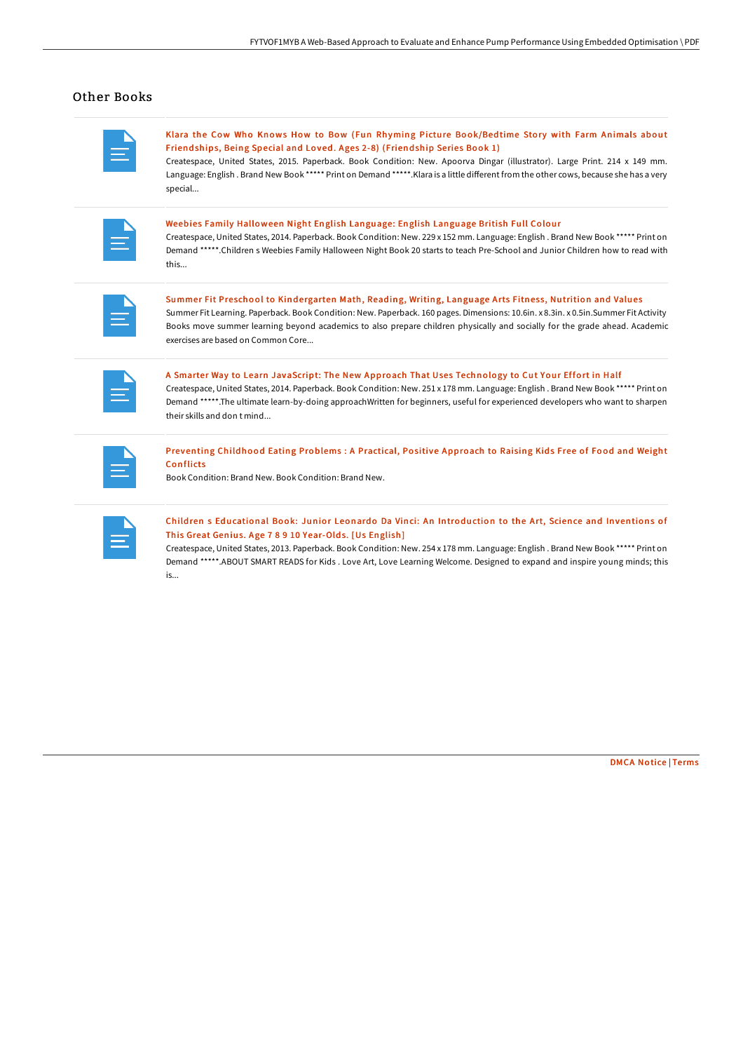## Other Books

**Klara the Cow Who Knows How to Bow (Fun Rhyming Picture Book/Bedtime Story with Farm Animals about Friendships, Being Special and Loved. Ages 2-8) (Friendship Series Book 1)**

Createspace, United States, 2015. Paperback. Book Condition: New. Apoorva Dingar (illustrator). Large Print. 214 x 149 mm. Language: English . Brand New Book ***** Print on Demand *****.Klara is a little different from the other cows, because she has a very special...

**Weebies Family Halloween Night English Language: English Language British Full Colour**

Createspace, United States, 2014. Paperback. Book Condition: New. 229 x 152 mm. Language: English . Brand New Book ***** Print on Demand *****.Children s Weebies Family Halloween Night Book 20 starts to teach Pre-School and Junior Children how to read with this...

**Summer Fit Preschool to Kindergarten Math, Reading, Writing, Language Arts Fitness, Nutrition and Values**

Summer Fit Learning. Paperback. Book Condition: New. Paperback. 160 pages. Dimensions: 10.6in. x 8.3in. x 0.5in.Summer Fit Activity Books move summer learning beyond academics to also prepare children physically and socially for the grade ahead. Academic exercises are based on Common Core...

**A Smarter Way to Learn JavaScript: The New Approach That Uses Technology to Cut Your Effort in Half**

Createspace, United States, 2014. Paperback. Book Condition: New. 251 x 178 mm. Language: English . Brand New Book ***** Print on Demand *****.The ultimate learn-by-doing approachWritten for beginners, useful for experienced developers who want to sharpen their skills and don t mind...

**Preventing Childhood Eating Problems : A Practical, Positive Approach to Raising Kids Free of Food and Weight Conflicts**

Book Condition: Brand New. Book Condition: Brand New.

**Children s Educational Book: Junior Leonardo Da Vinci: An Introduction to the Art, Science and Inventions of This Great Genius. Age 7 8 9 10 Year-Olds. [Us English]**

Createspace, United States, 2013. Paperback. Book Condition: New. 254 x 178 mm. Language: English . Brand New Book ***** Print on Demand *****.ABOUT SMART READS for Kids . Love Art, Love Learning Welcome. Designed to expand and inspire young minds; this is...

DMCA Notice | Terms